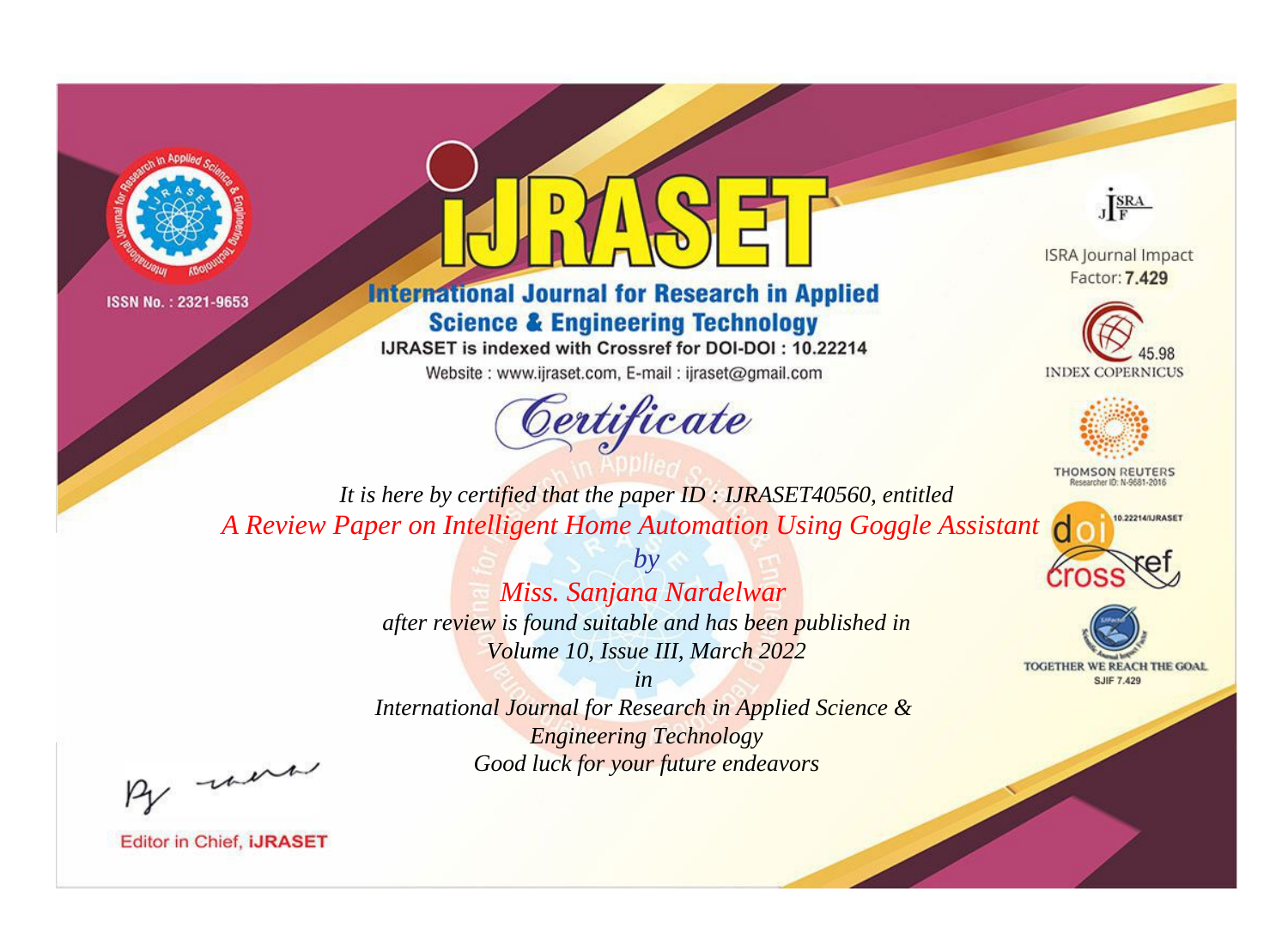ISSN No. : 2321-9653

# iJRASET

## International Journal for Research in Applied Science & Engineering Technology

IJRASET is indexed with Crossref for DOI-DOI : 10.22214

Website : www.ijraset.com, E-mail : ijraset@gmail.com

ISRA Journal Impact Factor: **7.429**

45.98 INDEX COPERNICUS

THOMSON REUTERS Researcher ID: N-9681-2016

10.22214/IJRASET

TOGETHER WE REACH THE GOAL SJIF 7.429

# *Certificate*

*It is here by certified that the paper ID : IJRASET40560, entitled*

*A Review Paper on Intelligent Home Automation Using Goggle Assistant*

*by*

*Miss. Sanjana Nardelwar*

*after review is found suitable and has been published in*

*Volume 10, Issue III, March 2022*

*in*

*International Journal for Research in Applied Science & Engineering Technology*

*Good luck for your future endeavors*

Editor in Chief, **iJRASET**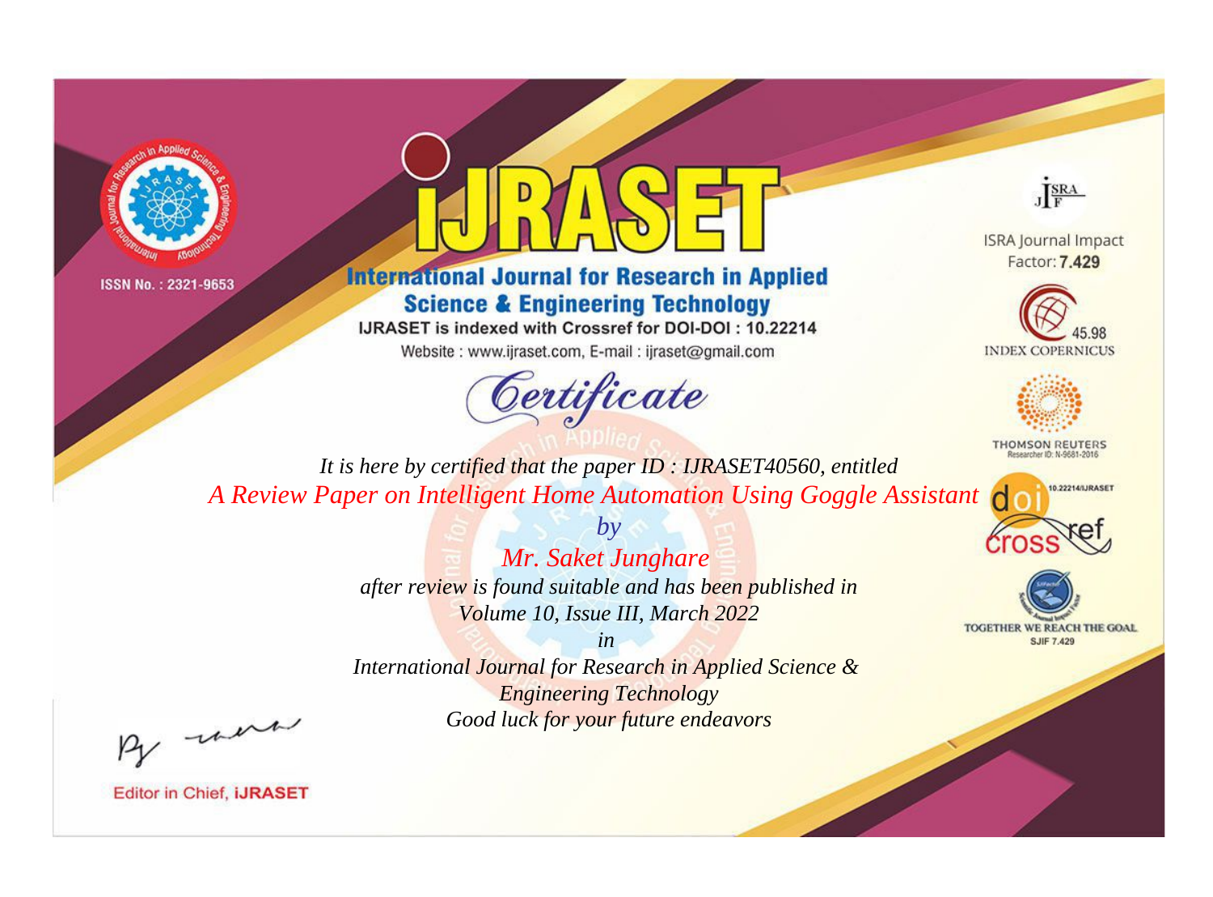ISSN No. : 2321-9653

# iJRASET

## International Journal for Research in Applied Science & Engineering Technology

IJRASET is indexed with Crossref for DOI-DOI : 10.22214

Website : www.ijraset.com, E-mail : ijraset@gmail.com

ISRA Journal Impact Factor: **7.429**

45.98 INDEX COPERNICUS

THOMSON REUTERS Researcher ID: N-9681-2016

10.22214/IJRASET

TOGETHER WE REACH THE GOAL SJIF 7.429

# *Certificate*

*It is here by certified that the paper ID : IJRASET40560, entitled*

*A Review Paper on Intelligent Home Automation Using Goggle Assistant*

*by*

*Mr. Saket Junghare*

*after review is found suitable and has been published in*

*Volume 10, Issue III, March 2022*

*in*

*International Journal for Research in Applied Science & Engineering Technology*

*Good luck for your future endeavors*

Editor in Chief, **iJRASET**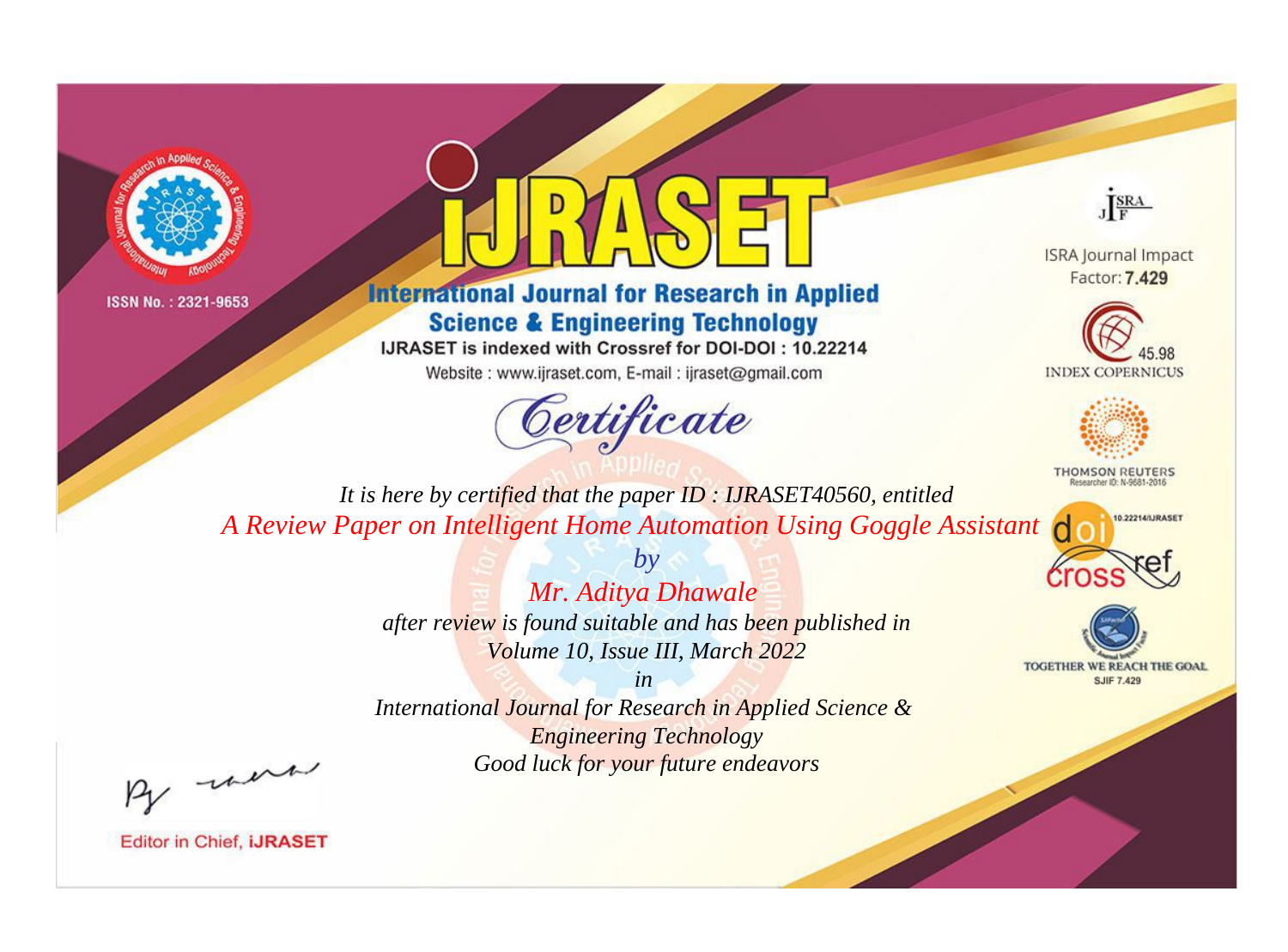ISSN No. : 2321-9653

# iJRASET

## International Journal for Research in Applied Science & Engineering Technology

IJRASET is indexed with Crossref for DOI-DOI : 10.22214

Website : www.ijraset.com, E-mail : ijraset@gmail.com

ISRA Journal Impact Factor: **7.429**

45.98 INDEX COPERNICUS

THOMSON REUTERS Researcher ID: N-9681-2016

10.22214/IJRASET

TOGETHER WE REACH THE GOAL SJIF 7.429

# *Certificate*

*It is here by certified that the paper ID : IJRASET40560, entitled*

*A Review Paper on Intelligent Home Automation Using Goggle Assistant*

*by*

*Mr. Aditya Dhawale*

*after review is found suitable and has been published in*

*Volume 10, Issue III, March 2022*

*in*

*International Journal for Research in Applied Science & Engineering Technology*

*Good luck for your future endeavors*

Editor in Chief, **iJRASET**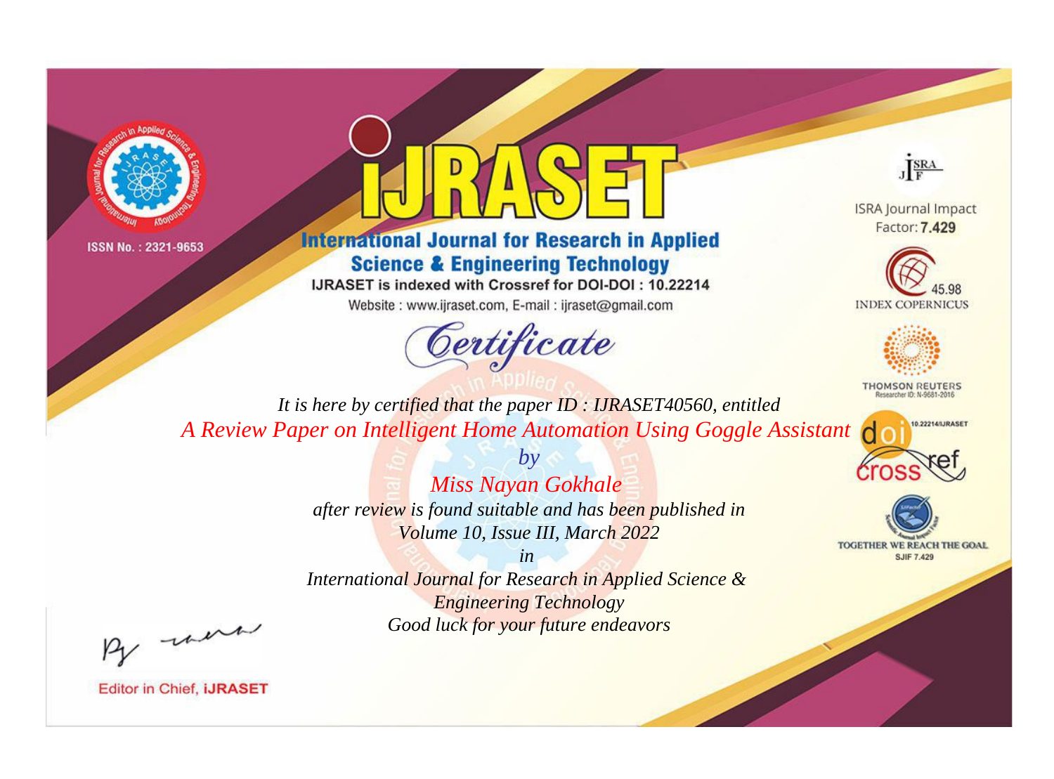ISSN No. : 2321-9653

# International Journal for Research in Applied Science & Engineering Technology

IJRASET is indexed with Crossref for DOI-DOI : 10.22214

Website : www.ijraset.com, E-mail : ijraset@gmail.com

## Certificate

*It is here by certified that the paper ID : IJRASET40560, entitled*

*A Review Paper on Intelligent Home Automation Using Goggle Assistant*

*by*

*Miss Nayan Gokhale*

*after review is found suitable and has been published in*

*Volume 10, Issue III, March 2022*

*in*

*International Journal for Research in Applied Science & Engineering Technology*

*Good luck for your future endeavors*

ISRA Journal Impact Factor: **7.429**

45.98 INDEX COPERNICUS

THOMSON REUTERS Researcher ID: N-9681-2016

10.22214/IJRASET

TOGETHER WE REACH THE GOAL SJIF 7.429

Editor in Chief, **iJRASET**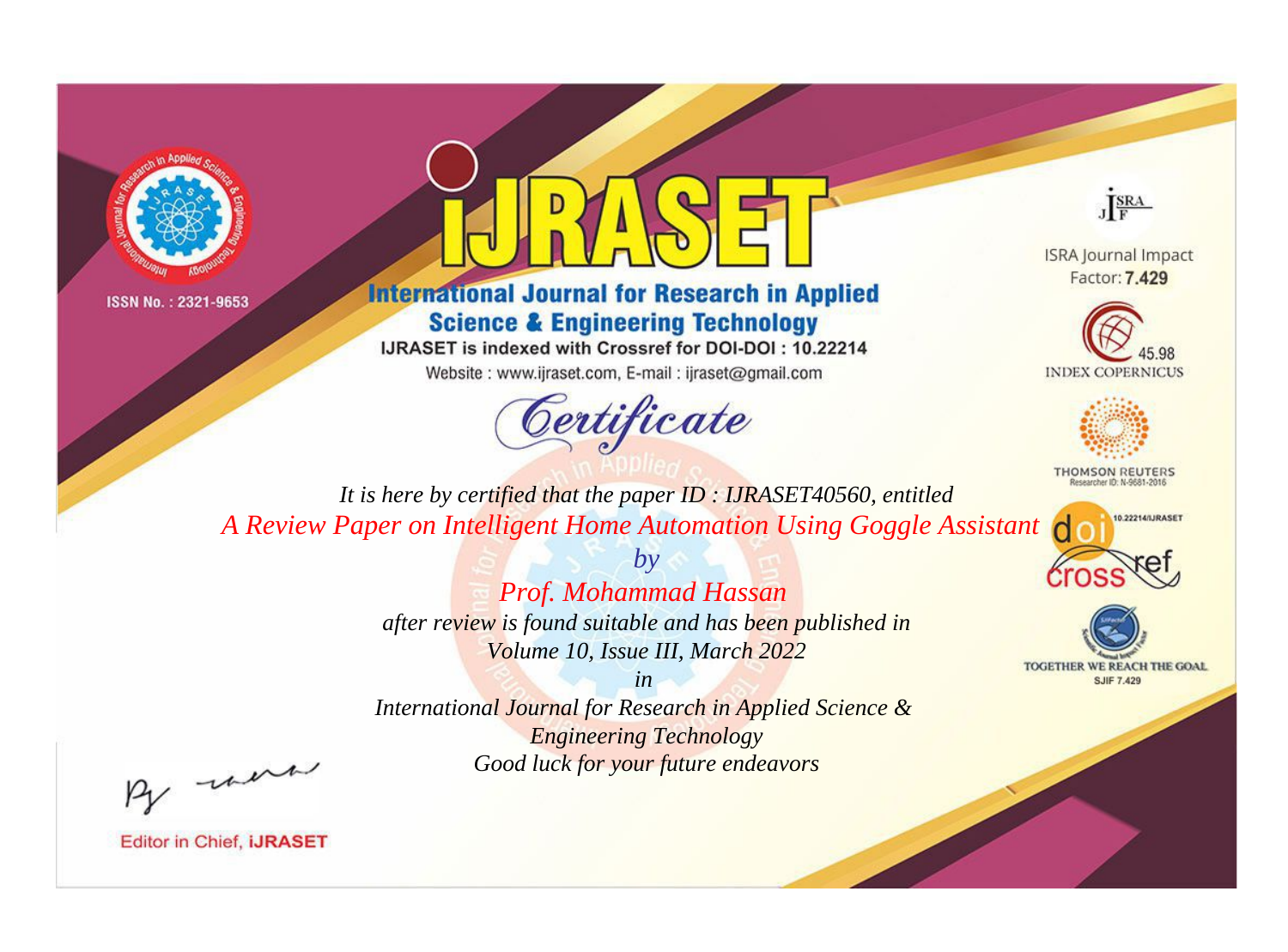ISSN No. : 2321-9653

# iJRASET

## International Journal for Research in Applied Science & Engineering Technology

IJRASET is indexed with Crossref for DOI-DOI : 10.22214

Website : www.ijraset.com, E-mail : ijraset@gmail.com

ISRA Journal Impact Factor: **7.429**

45.98 INDEX COPERNICUS

THOMSON REUTERS Researcher ID: N-9681-2016

10.22214/IJRASET

TOGETHER WE REACH THE GOAL SJIF 7.429

# *Certificate*

*It is here by certified that the paper ID : IJRASET40560, entitled*

*A Review Paper on Intelligent Home Automation Using Goggle Assistant*

*by*

*Prof. Mohammad Hassan*

*after review is found suitable and has been published in*

*Volume 10, Issue III, March 2022*

*in*

*International Journal for Research in Applied Science & Engineering Technology*

*Good luck for your future endeavors*

Editor in Chief, **iJRASET**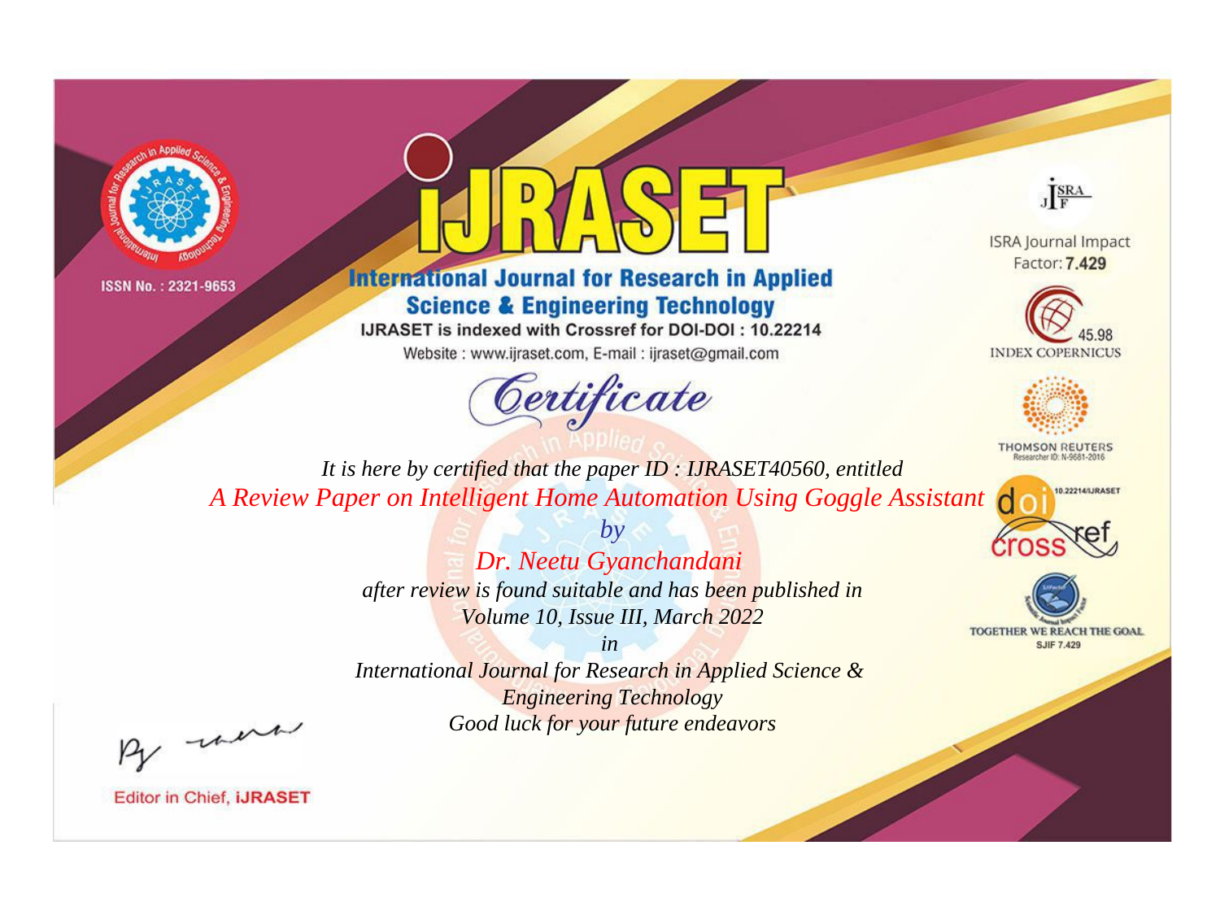ISSN No. : 2321-9653

# iJRASET

## International Journal for Research in Applied Science & Engineering Technology

IJRASET is indexed with Crossref for DOI-DOI : 10.22214

Website : www.ijraset.com, E-mail : ijraset@gmail.com

*Certificate*

*It is here by certified that the paper ID : IJRASET40560, entitled*

*A Review Paper on Intelligent Home Automation Using Goggle Assistant*

*by*

*Dr. Neetu Gyanchandani*

*after review is found suitable and has been published in*

*Volume 10, Issue III, March 2022*

*in*

*International Journal for Research in Applied Science & Engineering Technology*

*Good luck for your future endeavors*

ISRA Journal Impact Factor: **7.429**

45.98 INDEX COPERNICUS

THOMSON REUTERS Researcher ID: N-9681-2016

10.22214/IJRASET

TOGETHER WE REACH THE GOAL SJIF 7.429

Editor in Chief, **iJRASET**